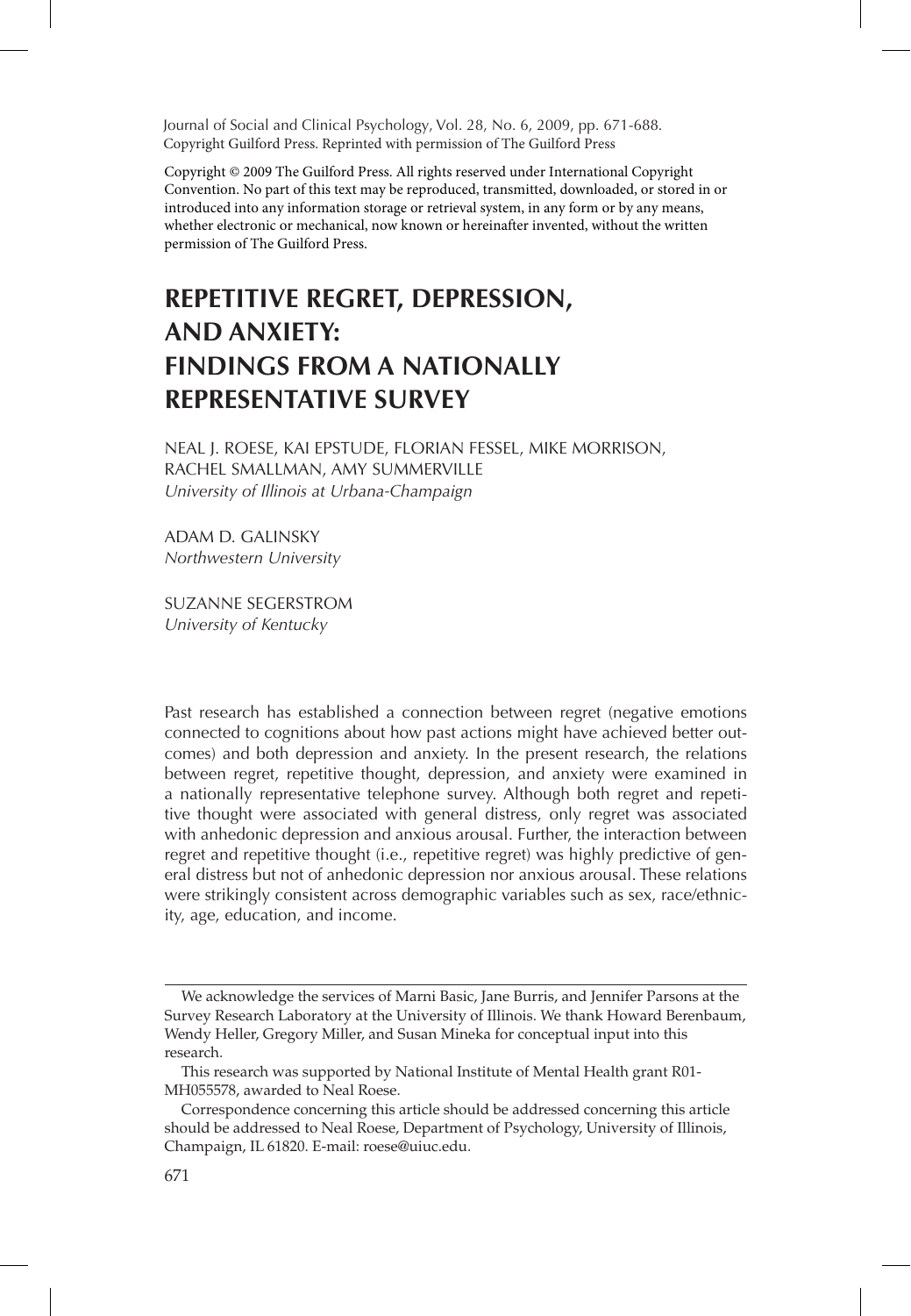Journal of Social and Clinical Psychology, Vol. 28, No. 6, 2009, pp. 671-688.
Copyright Guilford Press. Reprinted with permission of The Guilford Press

Copyright © 2009 The Guilford Press. All rights reserved under International Copyright Convention. No part of this text may be reproduced, transmitted, downloaded, or stored in or introduced into any information storage or retrieval system, in any form or by any means, whether electronic or mechanical, now known or hereinafter invented, without the written permission of The Guilford Press.

# REPETITIVE REGRET, DEPRESSION, AND ANXIETY: FINDINGS FROM A NATIONALLY REPRESENTATIVE SURVEY

NEAL J. ROESE, KAI EPSTUDE, FLORIAN FESSEL, MIKE MORRISON, RACHEL SMALLMAN, AMY SUMMERVILLE
*University of Illinois at Urbana-Champaign*

ADAM D. GALINSKY
*Northwestern University*

SUZANNE SEGERSTROM
*University of Kentucky*

Past research has established a connection between regret (negative emotions connected to cognitions about how past actions might have achieved better outcomes) and both depression and anxiety. In the present research, the relations between regret, repetitive thought, depression, and anxiety were examined in a nationally representative telephone survey. Although both regret and repetitive thought were associated with general distress, only regret was associated with anhedonic depression and anxious arousal. Further, the interaction between regret and repetitive thought (i.e., repetitive regret) was highly predictive of general distress but not of anhedonic depression nor anxious arousal. These relations were strikingly consistent across demographic variables such as sex, race/ethnicity, age, education, and income.

---

We acknowledge the services of Marni Basic, Jane Burris, and Jennifer Parsons at the Survey Research Laboratory at the University of Illinois. We thank Howard Berenbaum, Wendy Heller, Gregory Miller, and Susan Mineka for conceptual input into this research.

This research was supported by National Institute of Mental Health grant R01-MH055578, awarded to Neal Roese.

Correspondence concerning this article should be addressed concerning this article should be addressed to Neal Roese, Department of Psychology, University of Illinois, Champaign, IL 61820. E-mail: roese@uiuc.edu.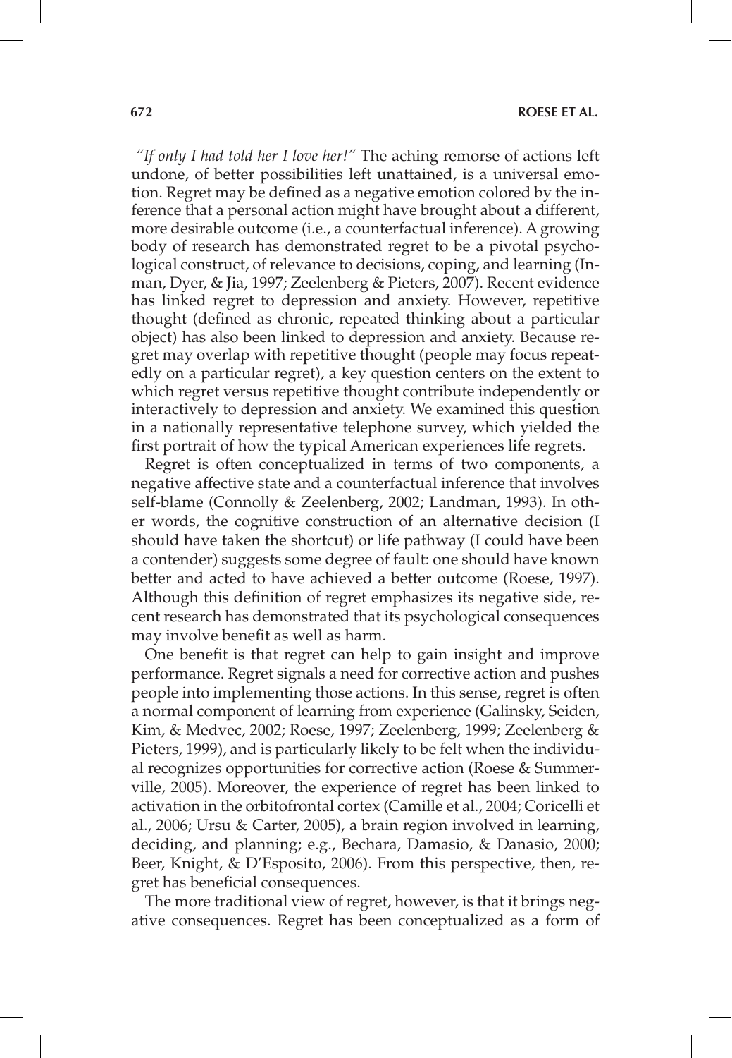*"If only I had told her I love her!"* The aching remorse of actions left undone, of better possibilities left unattained, is a universal emotion. Regret may be defined as a negative emotion colored by the inference that a personal action might have brought about a different, more desirable outcome (i.e., a counterfactual inference). A growing body of research has demonstrated regret to be a pivotal psychological construct, of relevance to decisions, coping, and learning (Inman, Dyer, & Jia, 1997; Zeelenberg & Pieters, 2007). Recent evidence has linked regret to depression and anxiety. However, repetitive thought (defined as chronic, repeated thinking about a particular object) has also been linked to depression and anxiety. Because regret may overlap with repetitive thought (people may focus repeatedly on a particular regret), a key question centers on the extent to which regret versus repetitive thought contribute independently or interactively to depression and anxiety. We examined this question in a nationally representative telephone survey, which yielded the first portrait of how the typical American experiences life regrets.

Regret is often conceptualized in terms of two components, a negative affective state and a counterfactual inference that involves self-blame (Connolly & Zeelenberg, 2002; Landman, 1993). In other words, the cognitive construction of an alternative decision (I should have taken the shortcut) or life pathway (I could have been a contender) suggests some degree of fault: one should have known better and acted to have achieved a better outcome (Roese, 1997). Although this definition of regret emphasizes its negative side, recent research has demonstrated that its psychological consequences may involve benefit as well as harm.

One benefit is that regret can help to gain insight and improve performance. Regret signals a need for corrective action and pushes people into implementing those actions. In this sense, regret is often a normal component of learning from experience (Galinsky, Seiden, Kim, & Medvec, 2002; Roese, 1997; Zeelenberg, 1999; Zeelenberg & Pieters, 1999), and is particularly likely to be felt when the individual recognizes opportunities for corrective action (Roese & Summerville, 2005). Moreover, the experience of regret has been linked to activation in the orbitofrontal cortex (Camille et al., 2004; Coricelli et al., 2006; Ursu & Carter, 2005), a brain region involved in learning, deciding, and planning; e.g., Bechara, Damasio, & Danasio, 2000; Beer, Knight, & D'Esposito, 2006). From this perspective, then, regret has beneficial consequences.

The more traditional view of regret, however, is that it brings negative consequences. Regret has been conceptualized as a form of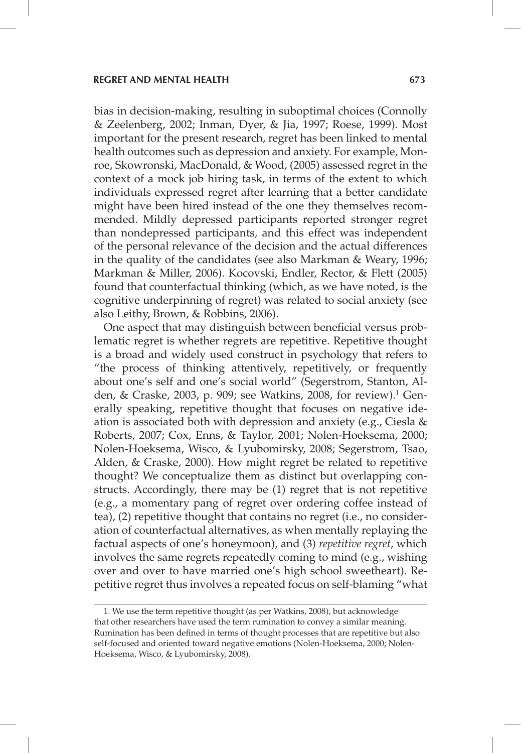bias in decision-making, resulting in suboptimal choices (Connolly & Zeelenberg, 2002; Inman, Dyer, & Jia, 1997; Roese, 1999). Most important for the present research, regret has been linked to mental health outcomes such as depression and anxiety. For example, Monroe, Skowronski, MacDonald, & Wood, (2005) assessed regret in the context of a mock job hiring task, in terms of the extent to which individuals expressed regret after learning that a better candidate might have been hired instead of the one they themselves recommended. Mildly depressed participants reported stronger regret than nondepressed participants, and this effect was independent of the personal relevance of the decision and the actual differences in the quality of the candidates (see also Markman & Weary, 1996; Markman & Miller, 2006). Kocovski, Endler, Rector, & Flett (2005) found that counterfactual thinking (which, as we have noted, is the cognitive underpinning of regret) was related to social anxiety (see also Leithy, Brown, & Robbins, 2006).

One aspect that may distinguish between beneficial versus problematic regret is whether regrets are repetitive. Repetitive thought is a broad and widely used construct in psychology that refers to "the process of thinking attentively, repetitively, or frequently about one's self and one's social world" (Segerstrom, Stanton, Alden, & Craske, 2003, p. 909; see Watkins, 2008, for review).[1] Generally speaking, repetitive thought that focuses on negative ideation is associated both with depression and anxiety (e.g., Ciesla & Roberts, 2007; Cox, Enns, & Taylor, 2001; Nolen-Hoeksema, 2000; Nolen-Hoeksema, Wisco, & Lyubomirsky, 2008; Segerstrom, Tsao, Alden, & Craske, 2000). How might regret be related to repetitive thought? We conceptualize them as distinct but overlapping constructs. Accordingly, there may be (1) regret that is not repetitive (e.g., a momentary pang of regret over ordering coffee instead of tea), (2) repetitive thought that contains no regret (i.e., no consideration of counterfactual alternatives, as when mentally replaying the factual aspects of one's honeymoon), and (3) *repetitive regret*, which involves the same regrets repeatedly coming to mind (e.g., wishing over and over to have married one's high school sweetheart). Repetitive regret thus involves a repeated focus on self-blaming "what

1. We use the term repetitive thought (as per Watkins, 2008), but acknowledge that other researchers have used the term rumination to convey a similar meaning. Rumination has been defined in terms of thought processes that are repetitive but also self-focused and oriented toward negative emotions (Nolen-Hoeksema, 2000; Nolen-Hoeksema, Wisco, & Lyubomirsky, 2008).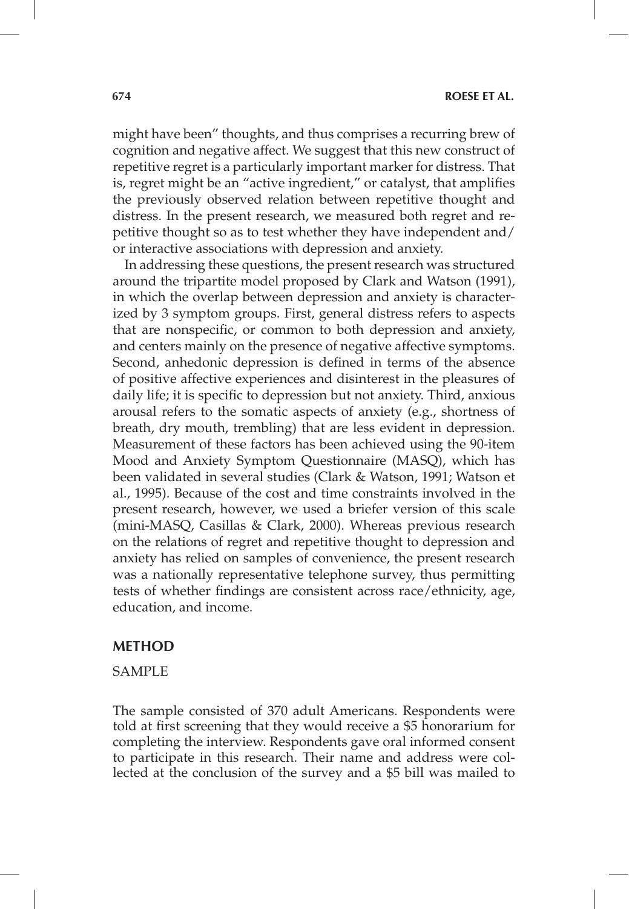might have been" thoughts, and thus comprises a recurring brew of cognition and negative affect. We suggest that this new construct of repetitive regret is a particularly important marker for distress. That is, regret might be an "active ingredient," or catalyst, that amplifies the previously observed relation between repetitive thought and distress. In the present research, we measured both regret and repetitive thought so as to test whether they have independent and/or interactive associations with depression and anxiety.

In addressing these questions, the present research was structured around the tripartite model proposed by Clark and Watson (1991), in which the overlap between depression and anxiety is characterized by 3 symptom groups. First, general distress refers to aspects that are nonspecific, or common to both depression and anxiety, and centers mainly on the presence of negative affective symptoms. Second, anhedonic depression is defined in terms of the absence of positive affective experiences and disinterest in the pleasures of daily life; it is specific to depression but not anxiety. Third, anxious arousal refers to the somatic aspects of anxiety (e.g., shortness of breath, dry mouth, trembling) that are less evident in depression. Measurement of these factors has been achieved using the 90-item Mood and Anxiety Symptom Questionnaire (MASQ), which has been validated in several studies (Clark & Watson, 1991; Watson et al., 1995). Because of the cost and time constraints involved in the present research, however, we used a briefer version of this scale (mini-MASQ, Casillas & Clark, 2000). Whereas previous research on the relations of regret and repetitive thought to depression and anxiety has relied on samples of convenience, the present research was a nationally representative telephone survey, thus permitting tests of whether findings are consistent across race/ethnicity, age, education, and income.

## METHOD

### SAMPLE

The sample consisted of 370 adult Americans. Respondents were told at first screening that they would receive a $5 honorarium for completing the interview. Respondents gave oral informed consent to participate in this research. Their name and address were collected at the conclusion of the survey and a $5 bill was mailed to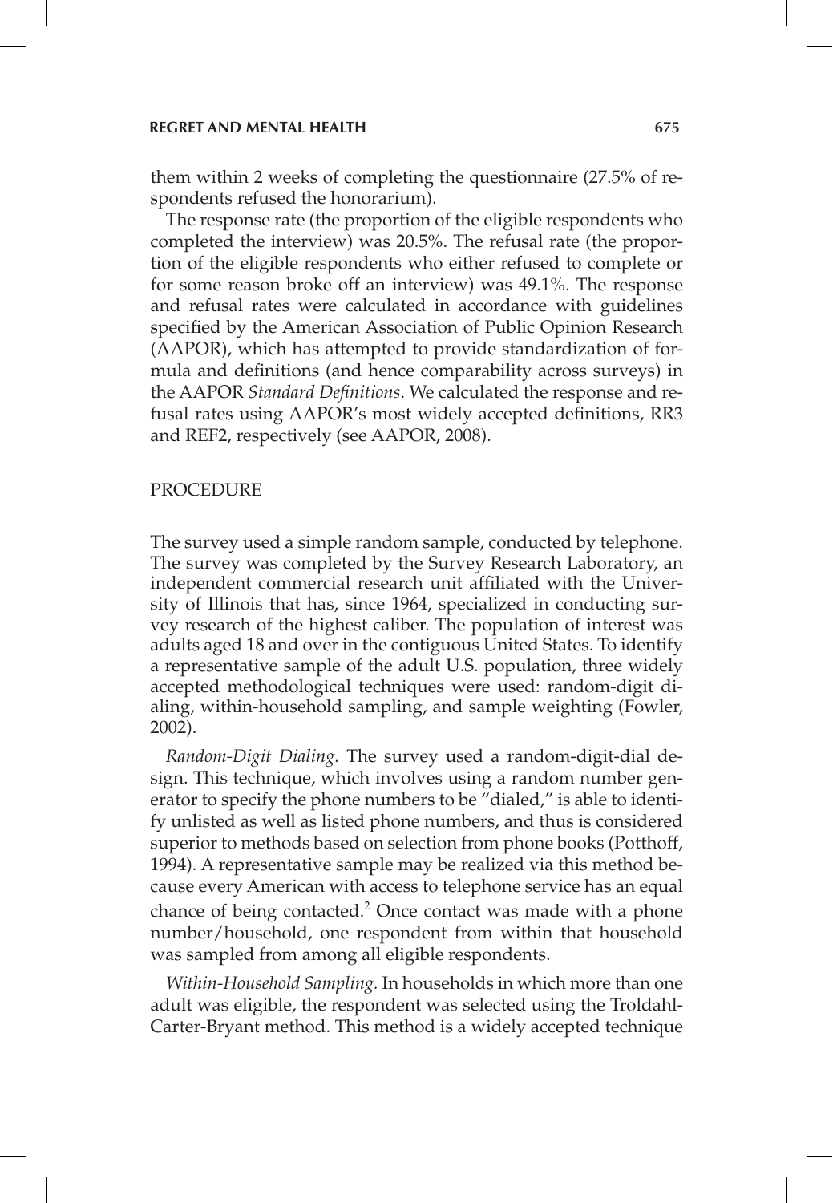them within 2 weeks of completing the questionnaire (27.5% of respondents refused the honorarium).

The response rate (the proportion of the eligible respondents who completed the interview) was 20.5%. The refusal rate (the proportion of the eligible respondents who either refused to complete or for some reason broke off an interview) was 49.1%. The response and refusal rates were calculated in accordance with guidelines specified by the American Association of Public Opinion Research (AAPOR), which has attempted to provide standardization of formula and definitions (and hence comparability across surveys) in the AAPOR *Standard Definitions*. We calculated the response and refusal rates using AAPOR's most widely accepted definitions, RR3 and REF2, respectively (see AAPOR, 2008).

## PROCEDURE

The survey used a simple random sample, conducted by telephone. The survey was completed by the Survey Research Laboratory, an independent commercial research unit affiliated with the University of Illinois that has, since 1964, specialized in conducting survey research of the highest caliber. The population of interest was adults aged 18 and over in the contiguous United States. To identify a representative sample of the adult U.S. population, three widely accepted methodological techniques were used: random-digit dialing, within-household sampling, and sample weighting (Fowler, 2002).

*Random-Digit Dialing.* The survey used a random-digit-dial design. This technique, which involves using a random number generator to specify the phone numbers to be "dialed," is able to identify unlisted as well as listed phone numbers, and thus is considered superior to methods based on selection from phone books (Potthoff, 1994). A representative sample may be realized via this method because every American with access to telephone service has an equal chance of being contacted.[2] Once contact was made with a phone number/household, one respondent from within that household was sampled from among all eligible respondents.

*Within-Household Sampling.* In households in which more than one adult was eligible, the respondent was selected using the Troldahl-Carter-Bryant method. This method is a widely accepted technique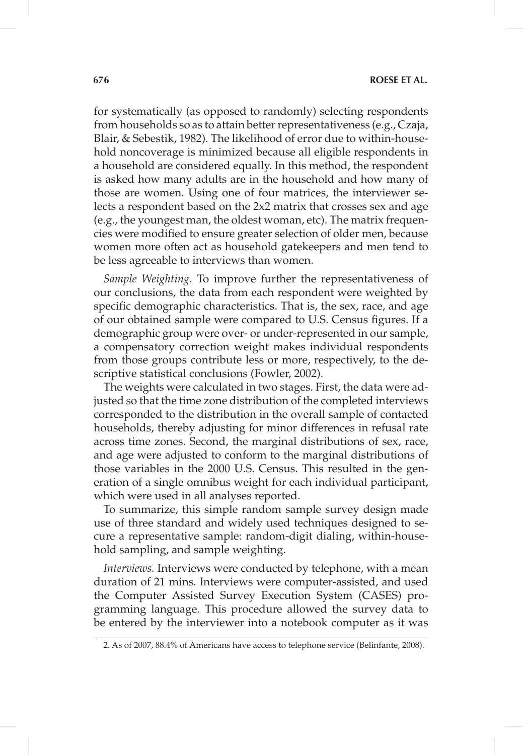for systematically (as opposed to randomly) selecting respondents from households so as to attain better representativeness (e.g., Czaja, Blair, & Sebestik, 1982). The likelihood of error due to within-household noncoverage is minimized because all eligible respondents in a household are considered equally. In this method, the respondent is asked how many adults are in the household and how many of those are women. Using one of four matrices, the interviewer selects a respondent based on the 2x2 matrix that crosses sex and age (e.g., the youngest man, the oldest woman, etc). The matrix frequencies were modified to ensure greater selection of older men, because women more often act as household gatekeepers and men tend to be less agreeable to interviews than women.

*Sample Weighting.* To improve further the representativeness of our conclusions, the data from each respondent were weighted by specific demographic characteristics. That is, the sex, race, and age of our obtained sample were compared to U.S. Census figures. If a demographic group were over- or under-represented in our sample, a compensatory correction weight makes individual respondents from those groups contribute less or more, respectively, to the descriptive statistical conclusions (Fowler, 2002).

The weights were calculated in two stages. First, the data were adjusted so that the time zone distribution of the completed interviews corresponded to the distribution in the overall sample of contacted households, thereby adjusting for minor differences in refusal rate across time zones. Second, the marginal distributions of sex, race, and age were adjusted to conform to the marginal distributions of those variables in the 2000 U.S. Census. This resulted in the generation of a single omnibus weight for each individual participant, which were used in all analyses reported.

To summarize, this simple random sample survey design made use of three standard and widely used techniques designed to secure a representative sample: random-digit dialing, within-household sampling, and sample weighting.

*Interviews.* Interviews were conducted by telephone, with a mean duration of 21 mins. Interviews were computer-assisted, and used the Computer Assisted Survey Execution System (CASES) programming language. This procedure allowed the survey data to be entered by the interviewer into a notebook computer as it was

---

2. As of 2007, 88.4% of Americans have access to telephone service (Belinfante, 2008).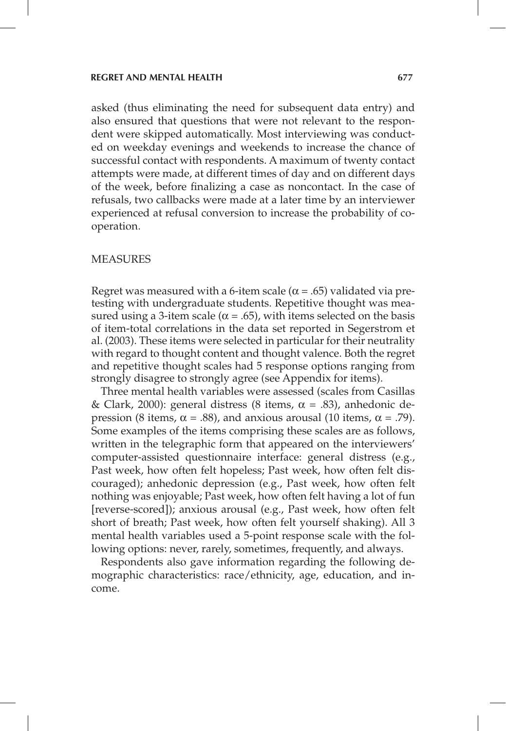asked (thus eliminating the need for subsequent data entry) and also ensured that questions that were not relevant to the respondent were skipped automatically. Most interviewing was conducted on weekday evenings and weekends to increase the chance of successful contact with respondents. A maximum of twenty contact attempts were made, at different times of day and on different days of the week, before finalizing a case as noncontact. In the case of refusals, two callbacks were made at a later time by an interviewer experienced at refusal conversion to increase the probability of cooperation.

## MEASURES

Regret was measured with a 6-item scale ($\alpha = .65$) validated via pretesting with undergraduate students. Repetitive thought was measured using a 3-item scale ($\alpha = .65$), with items selected on the basis of item-total correlations in the data set reported in Segerstrom et al. (2003). These items were selected in particular for their neutrality with regard to thought content and thought valence. Both the regret and repetitive thought scales had 5 response options ranging from strongly disagree to strongly agree (see Appendix for items).

Three mental health variables were assessed (scales from Casillas & Clark, 2000): general distress (8 items, $\alpha = .83$), anhedonic depression (8 items, $\alpha = .88$), and anxious arousal (10 items, $\alpha = .79$). Some examples of the items comprising these scales are as follows, written in the telegraphic form that appeared on the interviewers' computer-assisted questionnaire interface: general distress (e.g., Past week, how often felt hopeless; Past week, how often felt discouraged); anhedonic depression (e.g., Past week, how often felt nothing was enjoyable; Past week, how often felt having a lot of fun [reverse-scored]); anxious arousal (e.g., Past week, how often felt short of breath; Past week, how often felt yourself shaking). All 3 mental health variables used a 5-point response scale with the following options: never, rarely, sometimes, frequently, and always.

Respondents also gave information regarding the following demographic characteristics: race/ethnicity, age, education, and income.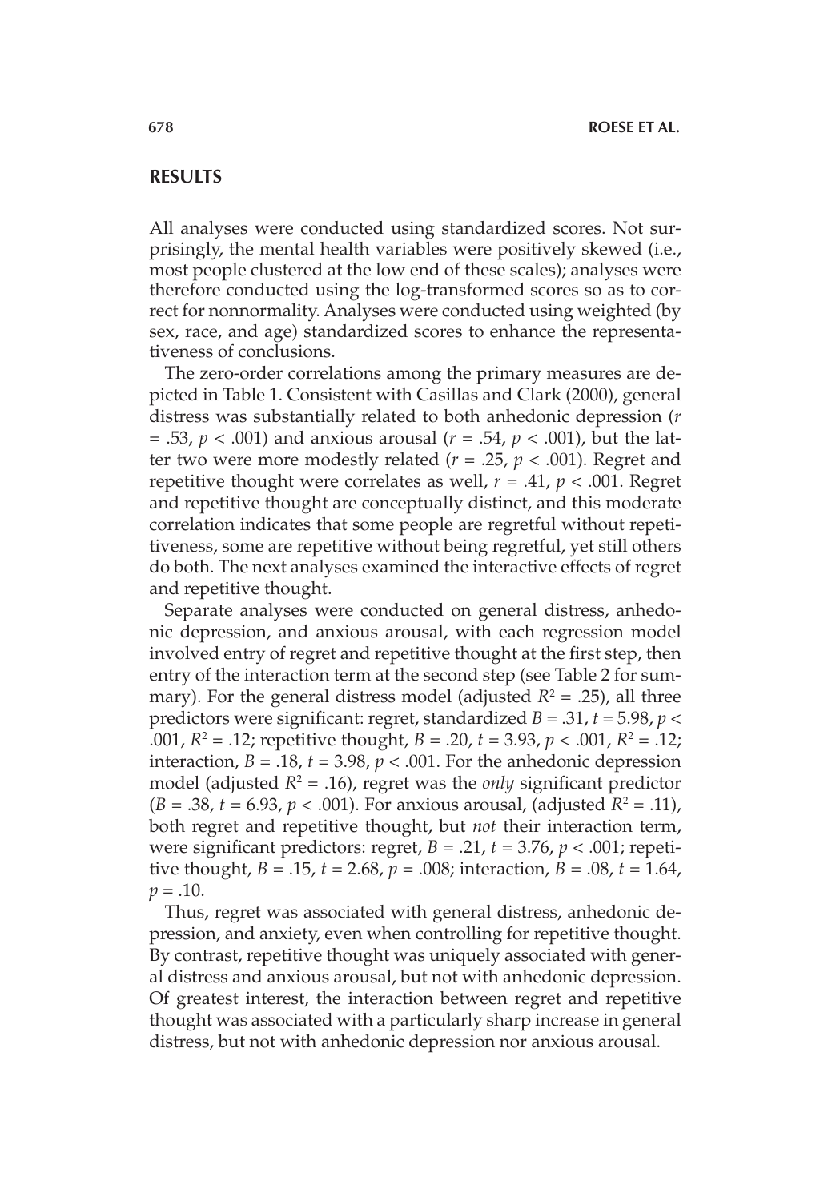## RESULTS

All analyses were conducted using standardized scores. Not surprisingly, the mental health variables were positively skewed (i.e., most people clustered at the low end of these scales); analyses were therefore conducted using the log-transformed scores so as to correct for nonnormality. Analyses were conducted using weighted (by sex, race, and age) standardized scores to enhance the representativeness of conclusions.

The zero-order correlations among the primary measures are depicted in Table 1. Consistent with Casillas and Clark (2000), general distress was substantially related to both anhedonic depression ($r = .53$, $p < .001$) and anxious arousal ($r = .54$, $p < .001$), but the latter two were more modestly related ($r = .25$, $p < .001$). Regret and repetitive thought were correlates as well, $r = .41$, $p < .001$. Regret and repetitive thought are conceptually distinct, and this moderate correlation indicates that some people are regretful without repetitiveness, some are repetitive without being regretful, yet still others do both. The next analyses examined the interactive effects of regret and repetitive thought.

Separate analyses were conducted on general distress, anhedonic depression, and anxious arousal, with each regression model involved entry of regret and repetitive thought at the first step, then entry of the interaction term at the second step (see Table 2 for summary). For the general distress model (adjusted $R^2 = .25$), all three predictors were significant: regret, standardized $B = .31$, $t = 5.98$, $p < .001$, $R^2 = .12$; repetitive thought, $B = .20$, $t = 3.93$, $p < .001$, $R^2 = .12$; interaction, $B = .18$, $t = 3.98$, $p < .001$. For the anhedonic depression model (adjusted $R^2 = .16$), regret was the *only* significant predictor ($B = .38$, $t = 6.93$, $p < .001$). For anxious arousal, (adjusted $R^2 = .11$), both regret and repetitive thought, but *not* their interaction term, were significant predictors: regret, $B = .21$, $t = 3.76$, $p < .001$; repetitive thought, $B = .15$, $t = 2.68$, $p = .008$; interaction, $B = .08$, $t = 1.64$, $p = .10$.

Thus, regret was associated with general distress, anhedonic depression, and anxiety, even when controlling for repetitive thought. By contrast, repetitive thought was uniquely associated with general distress and anxious arousal, but not with anhedonic depression. Of greatest interest, the interaction between regret and repetitive thought was associated with a particularly sharp increase in general distress, but not with anhedonic depression nor anxious arousal.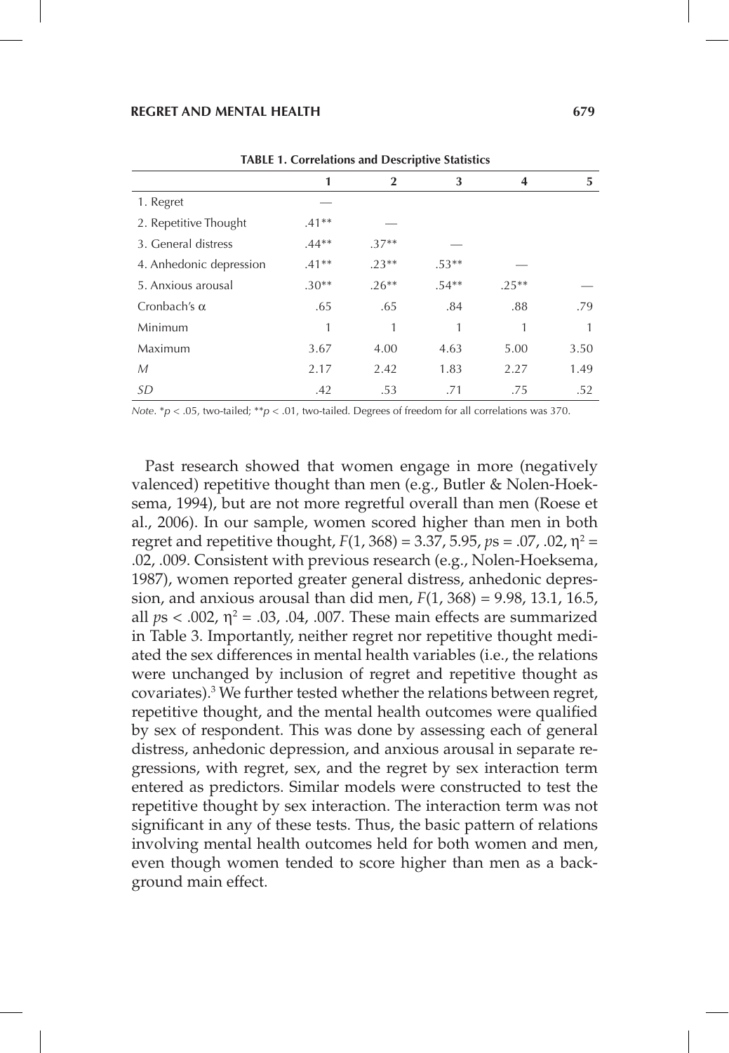**TABLE 1. Correlations and Descriptive Statistics**

| | 1 | 2 | 3 | 4 | 5 |
|---|---|---|---|---|---|
| 1. Regret | — | | | | |
| 2. Repetitive Thought | .41** | — | | | |
| 3. General distress | .44** | .37** | — | | |
| 4. Anhedonic depression | .41** | .23** | .53** | — | |
| 5. Anxious arousal | .30** | .26** | .54** | .25** | — |
| Cronbach's $\alpha$ | .65 | .65 | .84 | .88 | .79 |
| Minimum | 1 | 1 | 1 | 1 | 1 |
| Maximum | 3.67 | 4.00 | 4.63 | 5.00 | 3.50 |
| *M* | 2.17 | 2.42 | 1.83 | 2.27 | 1.49 |
| *SD* | .42 | .53 | .71 | .75 | .52 |

*Note*. $^{*}p < .05$, two-tailed; $^{**}p < .01$, two-tailed. Degrees of freedom for all correlations was 370.

Past research showed that women engage in more (negatively valenced) repetitive thought than men (e.g., Butler & Nolen-Hoeksema, 1994), but are not more regretful overall than men (Roese et al., 2006). In our sample, women scored higher than men in both regret and repetitive thought, $F(1, 368) = 3.37, 5.95$, $p$s = .07, .02, $\eta^2$ = .02, .009. Consistent with previous research (e.g., Nolen-Hoeksema, 1987), women reported greater general distress, anhedonic depression, and anxious arousal than did men, $F(1, 368) = 9.98, 13.1, 16.5$, all $p\text{s} < .002$, $\eta^2$ = .03, .04, .007. These main effects are summarized in Table 3. Importantly, neither regret nor repetitive thought mediated the sex differences in mental health variables (i.e., the relations were unchanged by inclusion of regret and repetitive thought as covariates).[3] We further tested whether the relations between regret, repetitive thought, and the mental health outcomes were qualified by sex of respondent. This was done by assessing each of general distress, anhedonic depression, and anxious arousal in separate regressions, with regret, sex, and the regret by sex interaction term entered as predictors. Similar models were constructed to test the repetitive thought by sex interaction. The interaction term was not significant in any of these tests. Thus, the basic pattern of relations involving mental health outcomes held for both women and men, even though women tended to score higher than men as a background main effect.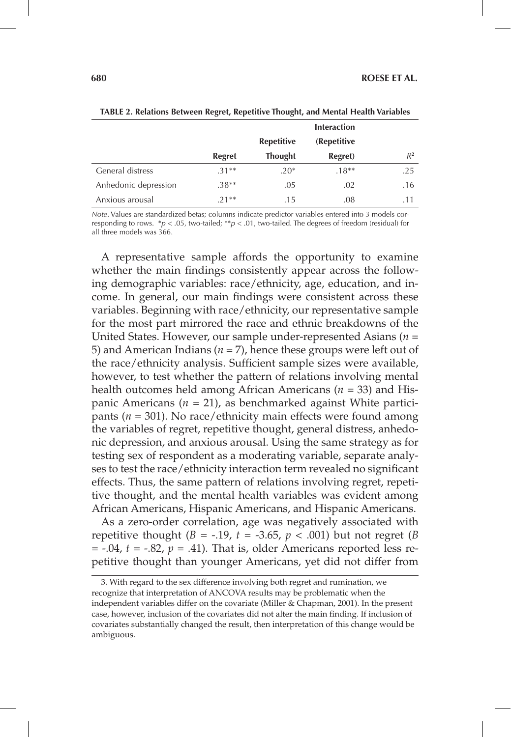**TABLE 2. Relations Between Regret, Repetitive Thought, and Mental Health Variables**

| | Regret | Repetitive Thought | Interaction (Repetitive Regret) | $R^2$ |
|---|---|---|---|---|
| General distress | .31** | .20* | .18** | .25 |
| Anhedonic depression | .38** | .05 | .02 | .16 |
| Anxious arousal | .21** | .15 | .08 | .11 |

*Note*. Values are standardized betas; columns indicate predictor variables entered into 3 models corresponding to rows. $*p < .05$, two-tailed; $**p < .01$, two-tailed. The degrees of freedom (residual) for all three models was 366.

A representative sample affords the opportunity to examine whether the main findings consistently appear across the following demographic variables: race/ethnicity, age, education, and income. In general, our main findings were consistent across these variables. Beginning with race/ethnicity, our representative sample for the most part mirrored the race and ethnic breakdowns of the United States. However, our sample under-represented Asians ($n$ = 5) and American Indians ($n$ = 7), hence these groups were left out of the race/ethnicity analysis. Sufficient sample sizes were available, however, to test whether the pattern of relations involving mental health outcomes held among African Americans ($n$ = 33) and Hispanic Americans ($n$ = 21), as benchmarked against White participants ($n$ = 301). No race/ethnicity main effects were found among the variables of regret, repetitive thought, general distress, anhedonic depression, and anxious arousal. Using the same strategy as for testing sex of respondent as a moderating variable, separate analyses to test the race/ethnicity interaction term revealed no significant effects. Thus, the same pattern of relations involving regret, repetitive thought, and the mental health variables was evident among African Americans, Hispanic Americans, and Hispanic Americans.

As a zero-order correlation, age was negatively associated with repetitive thought ($B$ = -.19, $t$ = -3.65, $p$ < .001) but not regret ($B$ = -.04, $t$ = -.82, $p$ = .41). That is, older Americans reported less repetitive thought than younger Americans, yet did not differ from

3. With regard to the sex difference involving both regret and rumination, we recognize that interpretation of ANCOVA results may be problematic when the independent variables differ on the covariate (Miller & Chapman, 2001). In the present case, however, inclusion of the covariates did not alter the main finding. If inclusion of covariates substantially changed the result, then interpretation of this change would be ambiguous.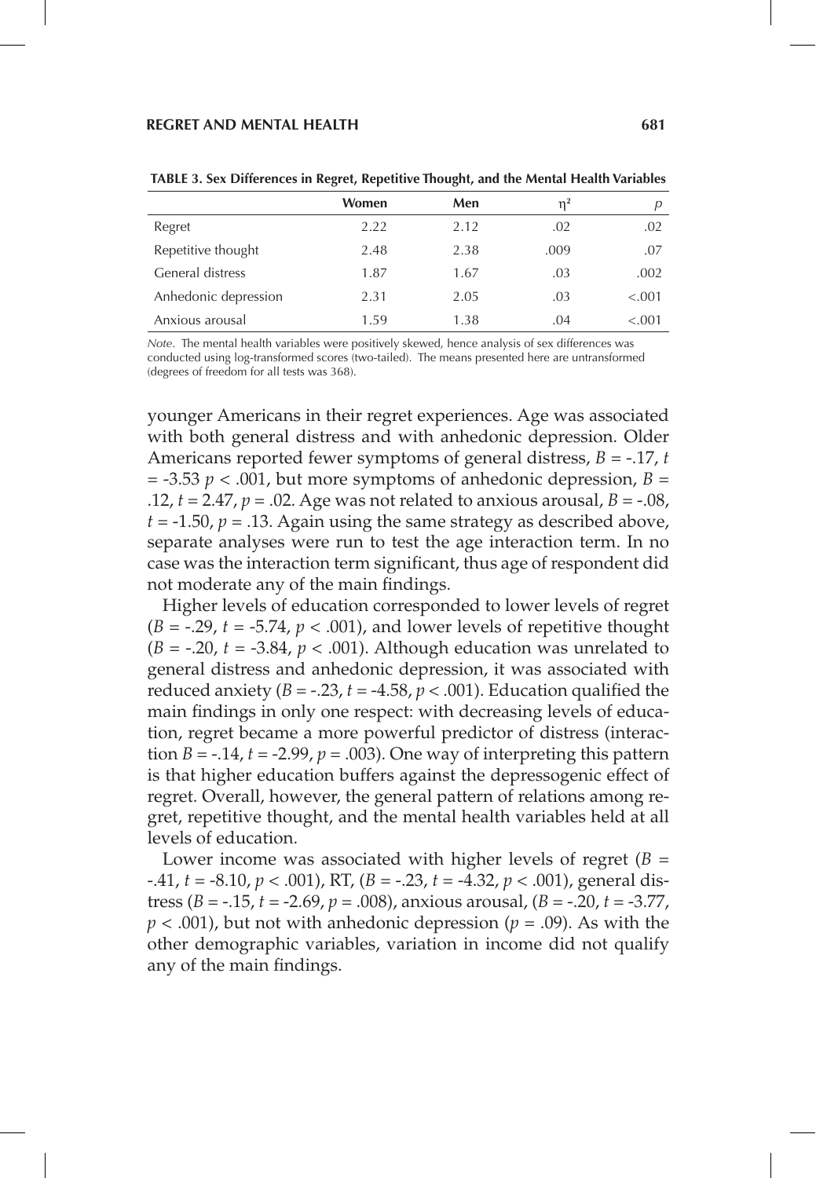**TABLE 3. Sex Differences in Regret, Repetitive Thought, and the Mental Health Variables**

| | Women | Men | $\eta^2$ | $p$ |
|---|---|---|---|---|
| Regret | 2.22 | 2.12 | .02 | .02 |
| Repetitive thought | 2.48 | 2.38 | .009 | .07 |
| General distress | 1.87 | 1.67 | .03 | .002 |
| Anhedonic depression | 2.31 | 2.05 | .03 | <.001 |
| Anxious arousal | 1.59 | 1.38 | .04 | <.001 |

*Note*. The mental health variables were positively skewed, hence analysis of sex differences was conducted using log-transformed scores (two-tailed). The means presented here are untransformed (degrees of freedom for all tests was 368).

younger Americans in their regret experiences. Age was associated with both general distress and with anhedonic depression. Older Americans reported fewer symptoms of general distress, $B = -.17$, $t = -3.53$ $p < .001$, but more symptoms of anhedonic depression, $B = .12$, $t = 2.47$, $p = .02$. Age was not related to anxious arousal, $B = -.08$, $t = -1.50$, $p = .13$. Again using the same strategy as described above, separate analyses were run to test the age interaction term. In no case was the interaction term significant, thus age of respondent did not moderate any of the main findings.

Higher levels of education corresponded to lower levels of regret ($B = -.29$, $t = -5.74$, $p < .001$), and lower levels of repetitive thought ($B = -.20$, $t = -3.84$, $p < .001$). Although education was unrelated to general distress and anhedonic depression, it was associated with reduced anxiety ($B = -.23$, $t = -4.58$, $p < .001$). Education qualified the main findings in only one respect: with decreasing levels of education, regret became a more powerful predictor of distress (interaction $B = -.14$, $t = -2.99$, $p = .003$). One way of interpreting this pattern is that higher education buffers against the depressogenic effect of regret. Overall, however, the general pattern of relations among regret, repetitive thought, and the mental health variables held at all levels of education.

Lower income was associated with higher levels of regret ($B = -.41$, $t = -8.10$, $p < .001$), RT, ($B = -.23$, $t = -4.32$, $p < .001$), general distress ($B = -.15$, $t = -2.69$, $p = .008$), anxious arousal, ($B = -.20$, $t = -3.77$, $p < .001$), but not with anhedonic depression ($p = .09$). As with the other demographic variables, variation in income did not qualify any of the main findings.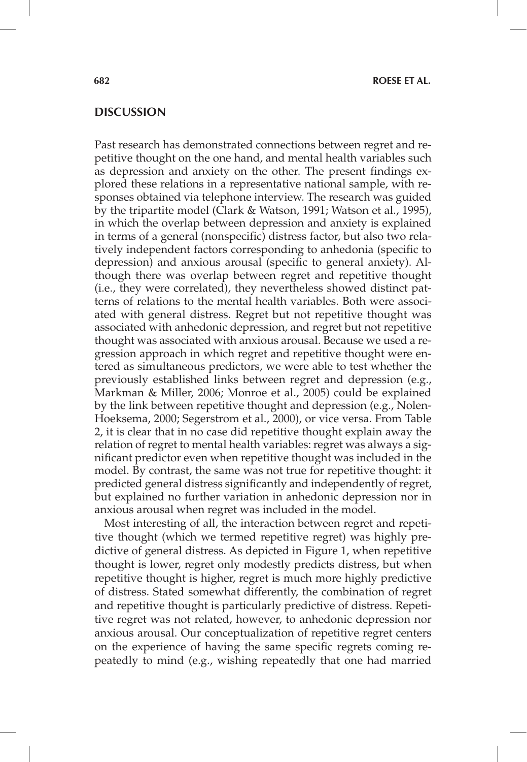## DISCUSSION

Past research has demonstrated connections between regret and repetitive thought on the one hand, and mental health variables such as depression and anxiety on the other. The present findings explored these relations in a representative national sample, with responses obtained via telephone interview. The research was guided by the tripartite model (Clark & Watson, 1991; Watson et al., 1995), in which the overlap between depression and anxiety is explained in terms of a general (nonspecific) distress factor, but also two relatively independent factors corresponding to anhedonia (specific to depression) and anxious arousal (specific to general anxiety). Although there was overlap between regret and repetitive thought (i.e., they were correlated), they nevertheless showed distinct patterns of relations to the mental health variables. Both were associated with general distress. Regret but not repetitive thought was associated with anhedonic depression, and regret but not repetitive thought was associated with anxious arousal. Because we used a regression approach in which regret and repetitive thought were entered as simultaneous predictors, we were able to test whether the previously established links between regret and depression (e.g., Markman & Miller, 2006; Monroe et al., 2005) could be explained by the link between repetitive thought and depression (e.g., Nolen-Hoeksema, 2000; Segerstrom et al., 2000), or vice versa. From Table 2, it is clear that in no case did repetitive thought explain away the relation of regret to mental health variables: regret was always a significant predictor even when repetitive thought was included in the model. By contrast, the same was not true for repetitive thought: it predicted general distress significantly and independently of regret, but explained no further variation in anhedonic depression nor in anxious arousal when regret was included in the model.

Most interesting of all, the interaction between regret and repetitive thought (which we termed repetitive regret) was highly predictive of general distress. As depicted in Figure 1, when repetitive thought is lower, regret only modestly predicts distress, but when repetitive thought is higher, regret is much more highly predictive of distress. Stated somewhat differently, the combination of regret and repetitive thought is particularly predictive of distress. Repetitive regret was not related, however, to anhedonic depression nor anxious arousal. Our conceptualization of repetitive regret centers on the experience of having the same specific regrets coming repeatedly to mind (e.g., wishing repeatedly that one had married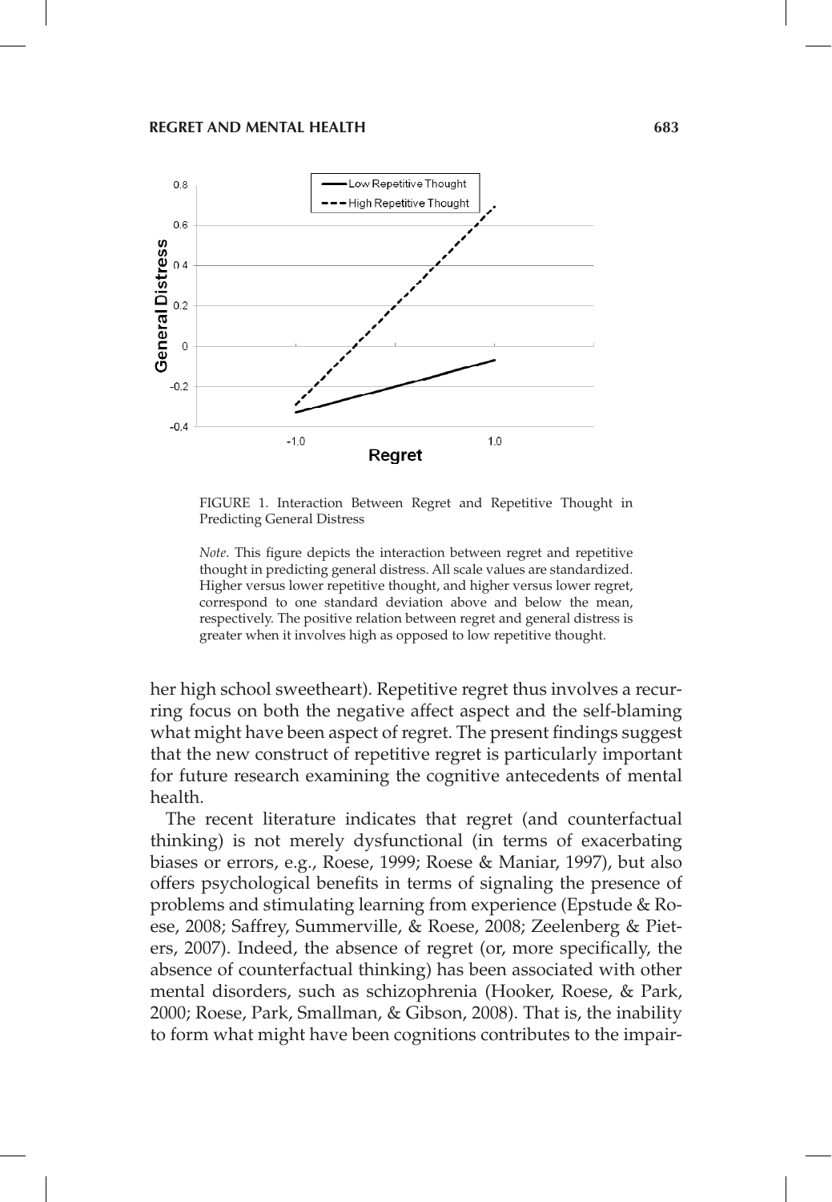FIGURE 1. Interaction Between Regret and Repetitive Thought in Predicting General Distress

*Note*. This figure depicts the interaction between regret and repetitive thought in predicting general distress. All scale values are standardized. Higher versus lower repetitive thought, and higher versus lower regret, correspond to one standard deviation above and below the mean, respectively. The positive relation between regret and general distress is greater when it involves high as opposed to low repetitive thought.

her high school sweetheart). Repetitive regret thus involves a recurring focus on both the negative affect aspect and the self-blaming what might have been aspect of regret. The present findings suggest that the new construct of repetitive regret is particularly important for future research examining the cognitive antecedents of mental health.

The recent literature indicates that regret (and counterfactual thinking) is not merely dysfunctional (in terms of exacerbating biases or errors, e.g., Roese, 1999; Roese & Maniar, 1997), but also offers psychological benefits in terms of signaling the presence of problems and stimulating learning from experience (Epstude & Roese, 2008; Saffrey, Summerville, & Roese, 2008; Zeelenberg & Pieters, 2007). Indeed, the absence of regret (or, more specifically, the absence of counterfactual thinking) has been associated with other mental disorders, such as schizophrenia (Hooker, Roese, & Park, 2000; Roese, Park, Smallman, & Gibson, 2008). That is, the inability to form what might have been cognitions contributes to the impair-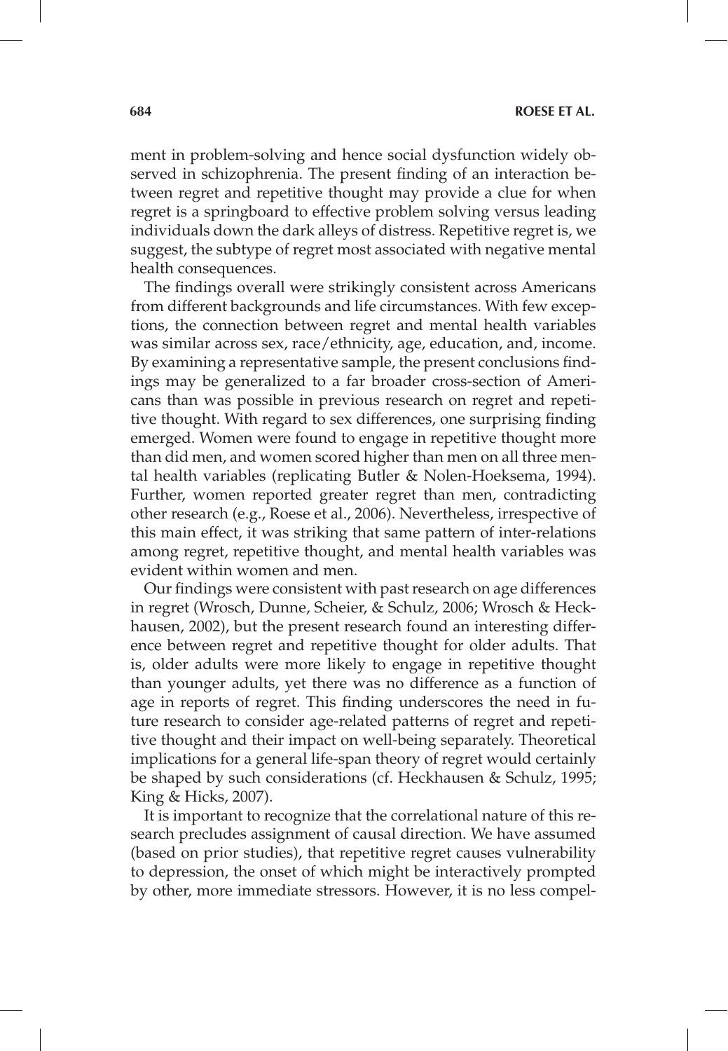ment in problem-solving and hence social dysfunction widely observed in schizophrenia. The present finding of an interaction between regret and repetitive thought may provide a clue for when regret is a springboard to effective problem solving versus leading individuals down the dark alleys of distress. Repetitive regret is, we suggest, the subtype of regret most associated with negative mental health consequences.

The findings overall were strikingly consistent across Americans from different backgrounds and life circumstances. With few exceptions, the connection between regret and mental health variables was similar across sex, race/ethnicity, age, education, and, income. By examining a representative sample, the present conclusions findings may be generalized to a far broader cross-section of Americans than was possible in previous research on regret and repetitive thought. With regard to sex differences, one surprising finding emerged. Women were found to engage in repetitive thought more than did men, and women scored higher than men on all three mental health variables (replicating Butler & Nolen-Hoeksema, 1994). Further, women reported greater regret than men, contradicting other research (e.g., Roese et al., 2006). Nevertheless, irrespective of this main effect, it was striking that same pattern of inter-relations among regret, repetitive thought, and mental health variables was evident within women and men.

Our findings were consistent with past research on age differences in regret (Wrosch, Dunne, Scheier, & Schulz, 2006; Wrosch & Heckhausen, 2002), but the present research found an interesting difference between regret and repetitive thought for older adults. That is, older adults were more likely to engage in repetitive thought than younger adults, yet there was no difference as a function of age in reports of regret. This finding underscores the need in future research to consider age-related patterns of regret and repetitive thought and their impact on well-being separately. Theoretical implications for a general life-span theory of regret would certainly be shaped by such considerations (cf. Heckhausen & Schulz, 1995; King & Hicks, 2007).

It is important to recognize that the correlational nature of this research precludes assignment of causal direction. We have assumed (based on prior studies), that repetitive regret causes vulnerability to depression, the onset of which might be interactively prompted by other, more immediate stressors. However, it is no less compel-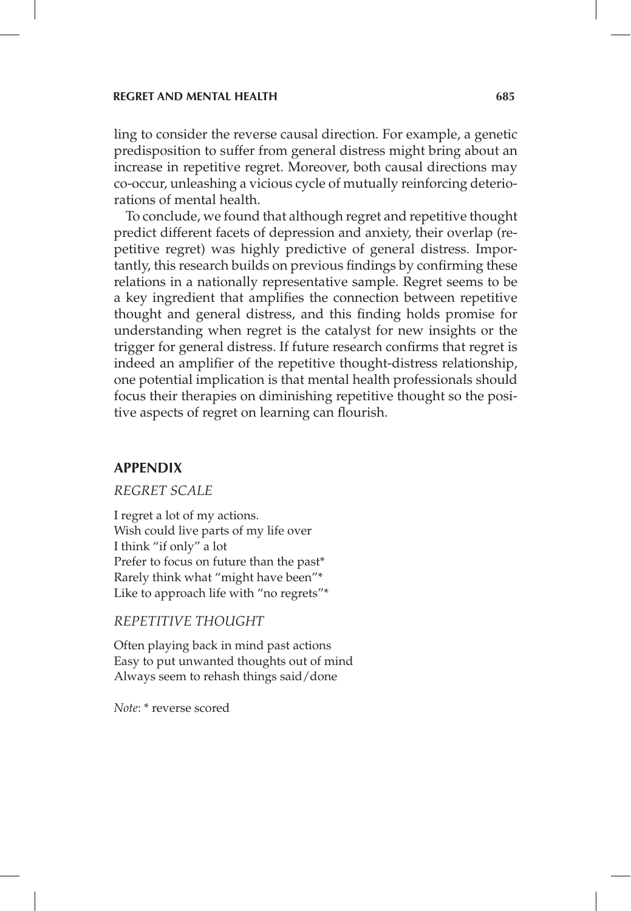ling to consider the reverse causal direction. For example, a genetic predisposition to suffer from general distress might bring about an increase in repetitive regret. Moreover, both causal directions may co-occur, unleashing a vicious cycle of mutually reinforcing deteriorations of mental health.

To conclude, we found that although regret and repetitive thought predict different facets of depression and anxiety, their overlap (repetitive regret) was highly predictive of general distress. Importantly, this research builds on previous findings by confirming these relations in a nationally representative sample. Regret seems to be a key ingredient that amplifies the connection between repetitive thought and general distress, and this finding holds promise for understanding when regret is the catalyst for new insights or the trigger for general distress. If future research confirms that regret is indeed an amplifier of the repetitive thought-distress relationship, one potential implication is that mental health professionals should focus their therapies on diminishing repetitive thought so the positive aspects of regret on learning can flourish.

## APPENDIX

### *REGRET SCALE*

I regret a lot of my actions.
Wish could live parts of my life over
I think "if only" a lot
Prefer to focus on future than the past*
Rarely think what "might have been"*
Like to approach life with "no regrets"*

### *REPETITIVE THOUGHT*

Often playing back in mind past actions
Easy to put unwanted thoughts out of mind
Always seem to rehash things said/done

*Note*: * reverse scored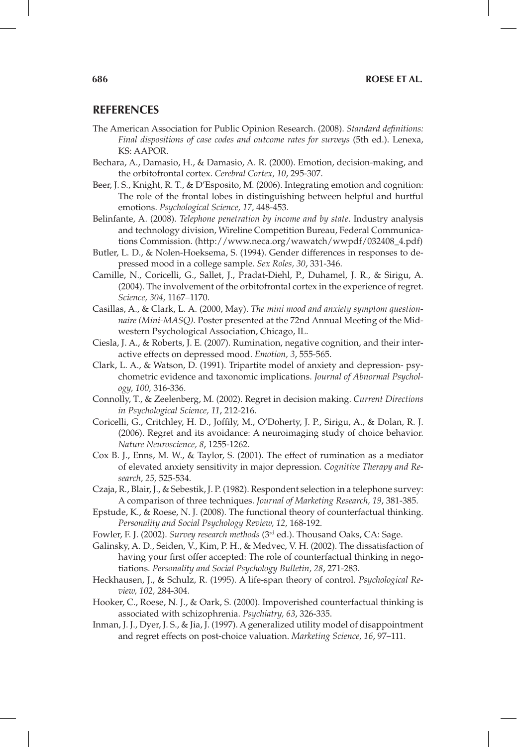## REFERENCES

The American Association for Public Opinion Research. (2008). *Standard definitions: Final dispositions of case codes and outcome rates for surveys* (5th ed.). Lenexa, KS: AAPOR.

Bechara, A., Damasio, H., & Damasio, A. R. (2000). Emotion, decision-making, and the orbitofrontal cortex. *Cerebral Cortex, 10*, 295-307.

Beer, J. S., Knight, R. T., & D'Esposito, M. (2006). Integrating emotion and cognition: The role of the frontal lobes in distinguishing between helpful and hurtful emotions. *Psychological Science, 17,* 448-453.

Belinfante, A. (2008). *Telephone penetration by income and by state*. Industry analysis and technology division, Wireline Competition Bureau, Federal Communications Commission. (http://www.neca.org/wawatch/wwpdf/032408_4.pdf)

Butler, L. D., & Nolen-Hoeksema, S. (1994). Gender differences in responses to depressed mood in a college sample. *Sex Roles, 30*, 331-346.

Camille, N., Coricelli, G., Sallet, J., Pradat-Diehl, P., Duhamel, J. R., & Sirigu, A. (2004). The involvement of the orbitofrontal cortex in the experience of regret. *Science, 304,* 1167–1170.

Casillas, A., & Clark, L. A. (2000, May). *The mini mood and anxiety symptom questionnaire (Mini-MASQ).* Poster presented at the 72nd Annual Meeting of the Midwestern Psychological Association, Chicago, IL.

Ciesla, J. A., & Roberts, J. E. (2007). Rumination, negative cognition, and their interactive effects on depressed mood. *Emotion, 3*, 555-565.

Clark, L. A., & Watson, D. (1991). Tripartite model of anxiety and depression- psychometric evidence and taxonomic implications. *Journal of Abnormal Psychology, 100,* 316-336.

Connolly, T., & Zeelenberg, M. (2002). Regret in decision making. *Current Directions in Psychological Science, 11*, 212-216.

Coricelli, G., Critchley, H. D., Joffily, M., O'Doherty, J. P., Sirigu, A., & Dolan, R. J. (2006). Regret and its avoidance: A neuroimaging study of choice behavior. *Nature Neuroscience, 8*, 1255-1262.

Cox B. J., Enns, M. W., & Taylor, S. (2001). The effect of rumination as a mediator of elevated anxiety sensitivity in major depression. *Cognitive Therapy and Research, 25,* 525-534.

Czaja, R., Blair, J., & Sebestik, J. P. (1982). Respondent selection in a telephone survey: A comparison of three techniques. *Journal of Marketing Research, 19*, 381-385.

Epstude, K., & Roese, N. J. (2008). The functional theory of counterfactual thinking. *Personality and Social Psychology Review, 12,* 168-192.

Fowler, F. J. (2002). *Survey research methods* (3rd ed.). Thousand Oaks, CA: Sage.

Galinsky, A. D., Seiden, V., Kim, P. H., & Medvec, V. H. (2002). The dissatisfaction of having your first offer accepted: The role of counterfactual thinking in negotiations. *Personality and Social Psychology Bulletin, 28*, 271-283.

Heckhausen, J., & Schulz, R. (1995). A life-span theory of control. *Psychological Review, 102,* 284-304.

Hooker, C., Roese, N. J., & Oark, S. (2000). Impoverished counterfactual thinking is associated with schizophrenia. *Psychiatry, 63*, 326-335.

Inman, J. J., Dyer, J. S., & Jia, J. (1997). A generalized utility model of disappointment and regret effects on post-choice valuation. *Marketing Science, 16*, 97–111.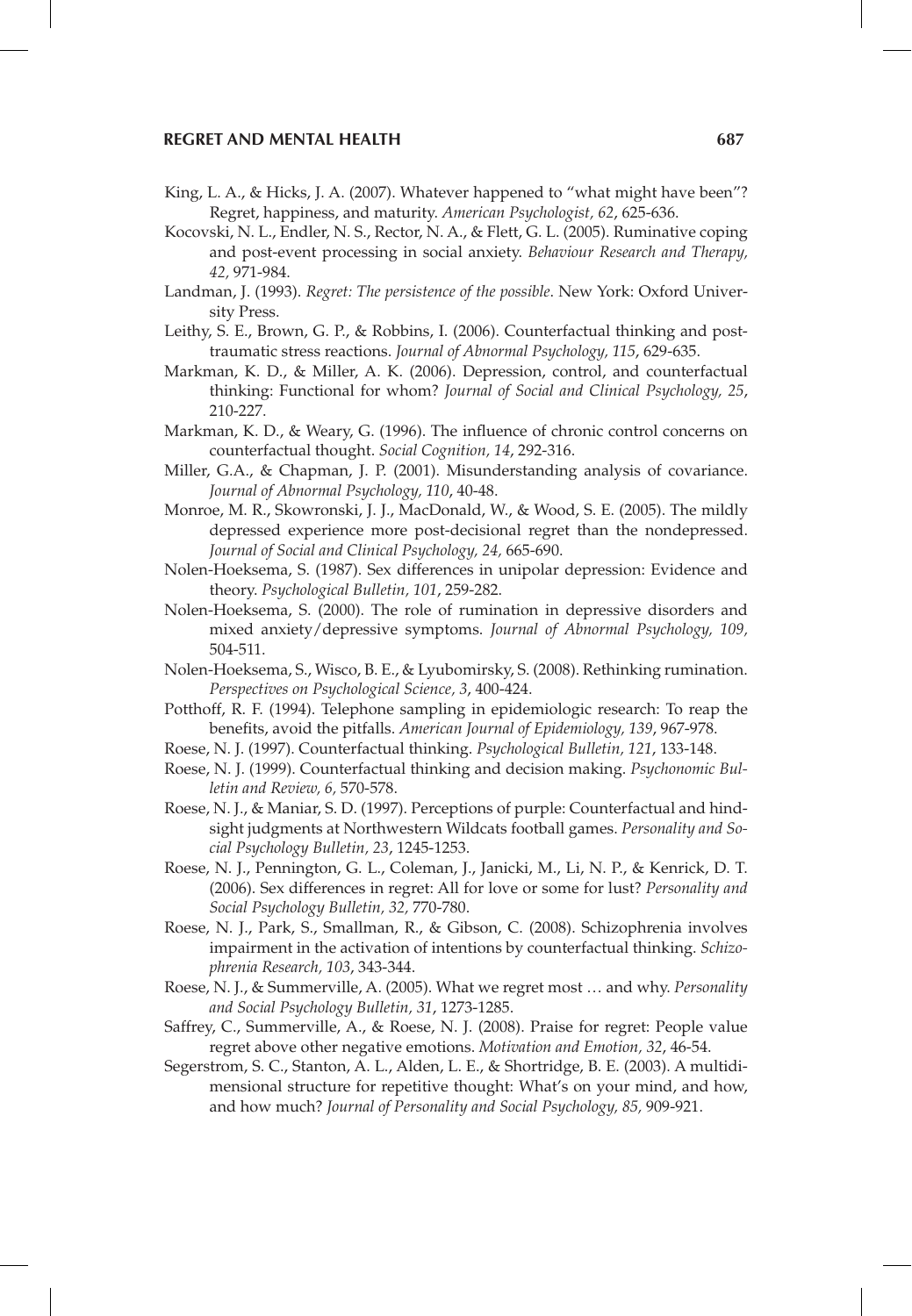King, L. A., & Hicks, J. A. (2007). Whatever happened to "what might have been"? Regret, happiness, and maturity. *American Psychologist, 62*, 625-636.

Kocovski, N. L., Endler, N. S., Rector, N. A., & Flett, G. L. (2005). Ruminative coping and post-event processing in social anxiety. *Behaviour Research and Therapy, 42,* 971-984.

Landman, J. (1993). *Regret: The persistence of the possible*. New York: Oxford University Press.

Leithy, S. E., Brown, G. P., & Robbins, I. (2006). Counterfactual thinking and posttraumatic stress reactions. *Journal of Abnormal Psychology, 115*, 629-635.

Markman, K. D., & Miller, A. K. (2006). Depression, control, and counterfactual thinking: Functional for whom? *Journal of Social and Clinical Psychology, 25*, 210-227.

Markman, K. D., & Weary, G. (1996). The influence of chronic control concerns on counterfactual thought. *Social Cognition, 14*, 292-316.

Miller, G.A., & Chapman, J. P. (2001). Misunderstanding analysis of covariance. *Journal of Abnormal Psychology, 110*, 40-48.

Monroe, M. R., Skowronski, J. J., MacDonald, W., & Wood, S. E. (2005). The mildly depressed experience more post-decisional regret than the nondepressed. *Journal of Social and Clinical Psychology, 24,* 665-690.

Nolen-Hoeksema, S. (1987). Sex differences in unipolar depression: Evidence and theory. *Psychological Bulletin, 101*, 259-282.

Nolen-Hoeksema, S. (2000). The role of rumination in depressive disorders and mixed anxiety/depressive symptoms. *Journal of Abnormal Psychology, 109,* 504-511.

Nolen-Hoeksema, S., Wisco, B. E., & Lyubomirsky, S. (2008). Rethinking rumination. *Perspectives on Psychological Science, 3*, 400-424.

Potthoff, R. F. (1994). Telephone sampling in epidemiologic research: To reap the benefits, avoid the pitfalls. *American Journal of Epidemiology, 139*, 967-978.

Roese, N. J. (1997). Counterfactual thinking. *Psychological Bulletin, 121*, 133-148.

Roese, N. J. (1999). Counterfactual thinking and decision making. *Psychonomic Bulletin and Review, 6,* 570-578.

Roese, N. J., & Maniar, S. D. (1997). Perceptions of purple: Counterfactual and hindsight judgments at Northwestern Wildcats football games. *Personality and Social Psychology Bulletin, 23*, 1245-1253.

Roese, N. J., Pennington, G. L., Coleman, J., Janicki, M., Li, N. P., & Kenrick, D. T. (2006). Sex differences in regret: All for love or some for lust? *Personality and Social Psychology Bulletin, 32,* 770-780.

Roese, N. J., Park, S., Smallman, R., & Gibson, C. (2008). Schizophrenia involves impairment in the activation of intentions by counterfactual thinking. *Schizophrenia Research, 103*, 343-344.

Roese, N. J., & Summerville, A. (2005). What we regret most … and why. *Personality and Social Psychology Bulletin, 31*, 1273-1285.

Saffrey, C., Summerville, A., & Roese, N. J. (2008). Praise for regret: People value regret above other negative emotions. *Motivation and Emotion, 32*, 46-54.

Segerstrom, S. C., Stanton, A. L., Alden, L. E., & Shortridge, B. E. (2003). A multidimensional structure for repetitive thought: What's on your mind, and how, and how much? *Journal of Personality and Social Psychology, 85,* 909-921.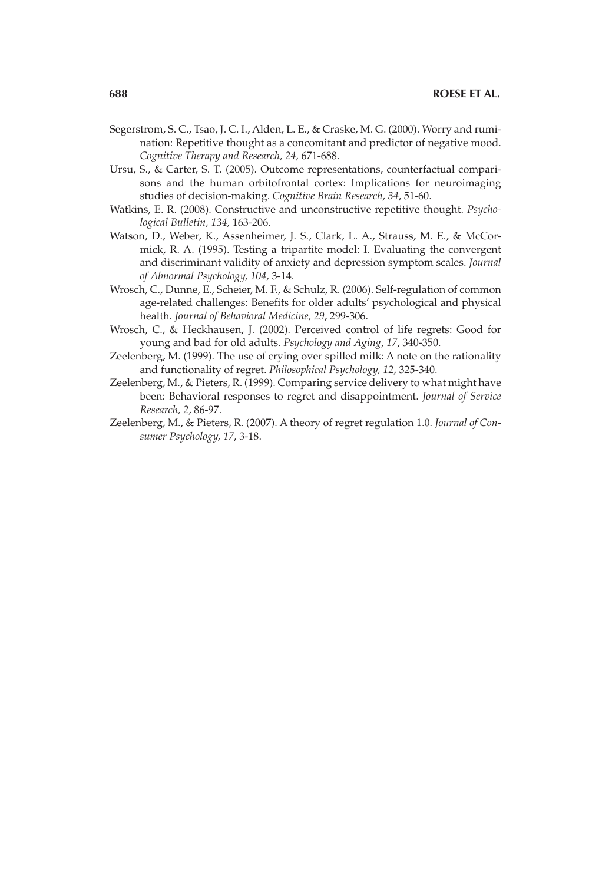Segerstrom, S. C., Tsao, J. C. I., Alden, L. E., & Craske, M. G. (2000). Worry and rumination: Repetitive thought as a concomitant and predictor of negative mood. *Cognitive Therapy and Research, 24,* 671-688.

Ursu, S., & Carter, S. T. (2005). Outcome representations, counterfactual comparisons and the human orbitofrontal cortex: Implications for neuroimaging studies of decision-making. *Cognitive Brain Research, 34*, 51-60.

Watkins, E. R. (2008). Constructive and unconstructive repetitive thought. *Psychological Bulletin, 134,* 163-206.

Watson, D., Weber, K., Assenheimer, J. S., Clark, L. A., Strauss, M. E., & McCormick, R. A. (1995). Testing a tripartite model: I. Evaluating the convergent and discriminant validity of anxiety and depression symptom scales. *Journal of Abnormal Psychology, 104,* 3-14.

Wrosch, C., Dunne, E., Scheier, M. F., & Schulz, R. (2006). Self-regulation of common age-related challenges: Benefits for older adults' psychological and physical health. *Journal of Behavioral Medicine, 29*, 299-306.

Wrosch, C., & Heckhausen, J. (2002). Perceived control of life regrets: Good for young and bad for old adults. *Psychology and Aging, 17*, 340-350.

Zeelenberg, M. (1999). The use of crying over spilled milk: A note on the rationality and functionality of regret. *Philosophical Psychology, 12*, 325-340.

Zeelenberg, M., & Pieters, R. (1999). Comparing service delivery to what might have been: Behavioral responses to regret and disappointment. *Journal of Service Research, 2*, 86-97.

Zeelenberg, M., & Pieters, R. (2007). A theory of regret regulation 1.0. *Journal of Consumer Psychology, 17*, 3-18.